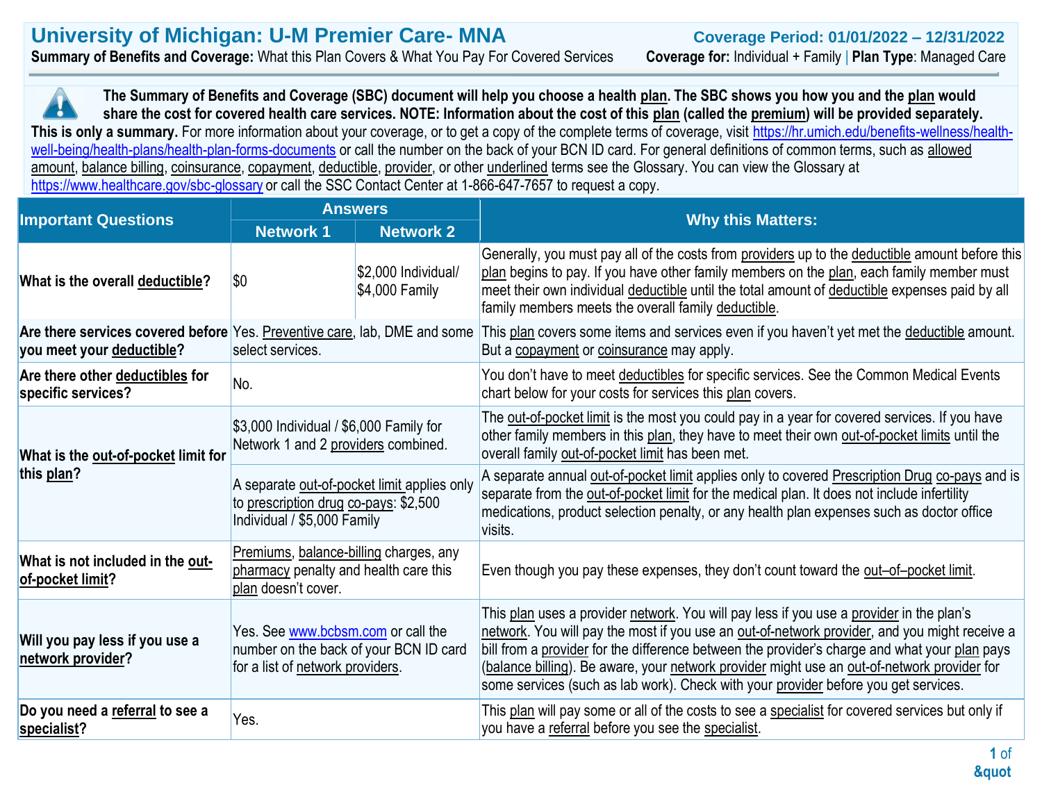# University of Michigan: U-M Premier Care- MNA

**Coverage Period: 01/01/2022 – 12/31/2022**

**Summary of Benefits and Coverage:** What this Plan Covers & What You Pay For Covered Services **Coverage for:** Individual + Family | **Plan Type**: Managed Care

**The Summary of Benefits and Coverage (SBC) document will help you choose a health plan. The SBC shows you how you and the plan would share the cost for covered health care services. NOTE: Information about the cost of this plan (called the premium) will be provided separately.**

**This is only a summary.** For more information about your coverage, or to get a copy of the complete terms of coverage, visit https://hr.umich.edu/benefits-wellness/health-well-being/health-plans/health-plan-forms-documents or call the number on the back of your BCN ID card. For general definitions of common terms, such as allowed amount, balance billing, coinsurance, copayment, deductible, provider, or other underlined terms see the Glossary. You can view the Glossary at https://www.healthcare.gov/sbc-glossary or call the SSC Contact Center at 1-866-647-7657 to request a copy.

| Important Questions | Answers | | Why this Matters: |
|---|---|---|---|
| | Network 1 | Network 2 | |
| **What is the overall deductible?** | $0 | $2,000 Individual/ $4,000 Family | Generally, you must pay all of the costs from providers up to the deductible amount before this plan begins to pay. If you have other family members on the plan, each family member must meet their own individual deductible until the total amount of deductible expenses paid by all family members meets the overall family deductible. |
| **Are there services covered before you meet your deductible?** | Yes. Preventive care, lab, DME and some select services. | | This plan covers some items and services even if you haven't yet met the deductible amount. But a copayment or coinsurance may apply. |
| **Are there other deductibles for specific services?** | No. | | You don't have to meet deductibles for specific services. See the Common Medical Events chart below for your costs for services this plan covers. |
| **What is the out-of-pocket limit for this plan?** | $3,000 Individual / $6,000 Family for Network 1 and 2 providers combined. | | The out-of-pocket limit is the most you could pay in a year for covered services. If you have other family members in this plan, they have to meet their own out-of-pocket limits until the overall family out-of-pocket limit has been met. |
| | A separate out-of-pocket limit applies only to prescription drug co-pays: $2,500 Individual / $5,000 Family | | A separate annual out-of-pocket limit applies only to covered Prescription Drug co-pays and is separate from the out-of-pocket limit for the medical plan. It does not include infertility medications, product selection penalty, or any health plan expenses such as doctor office visits. |
| **What is not included in the out-of-pocket limit?** | Premiums, balance-billing charges, any pharmacy penalty and health care this plan doesn't cover. | | Even though you pay these expenses, they don't count toward the out–of–pocket limit. |
| **Will you pay less if you use a network provider?** | Yes. See www.bcbsm.com or call the number on the back of your BCN ID card for a list of network providers. | | This plan uses a provider network. You will pay less if you use a provider in the plan's network. You will pay the most if you use an out-of-network provider, and you might receive a bill from a provider for the difference between the provider's charge and what your plan pays (balance billing). Be aware, your network provider might use an out-of-network provider for some services (such as lab work). Check with your provider before you get services. |
| **Do you need a referral to see a specialist?** | Yes. | | This plan will pay some or all of the costs to see a specialist for covered services but only if you have a referral before you see the specialist. |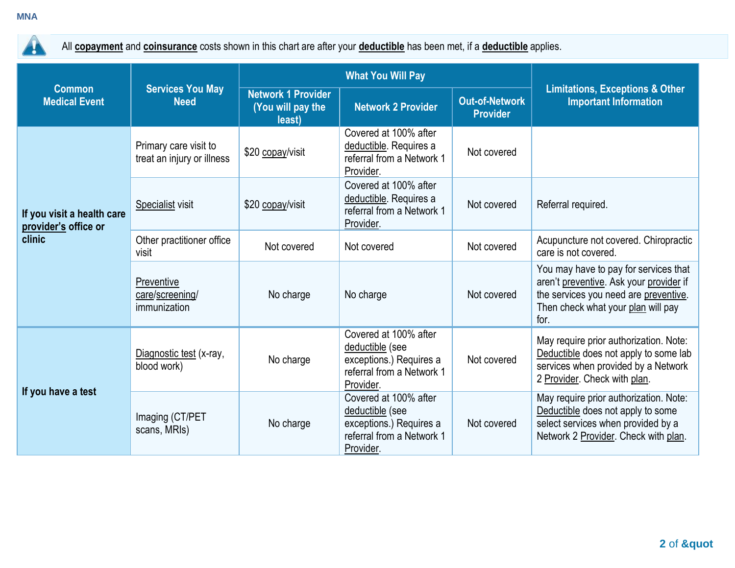All **copayment** and **coinsurance** costs shown in this chart are after your **deductible** has been met, if a **deductible** applies.

| Common Medical Event | Services You May Need | What You Will Pay | | | Limitations, Exceptions & Other Important Information |
|---|---|---|---|---|---|
| | | Network 1 Provider (You will pay the least) | Network 2 Provider | Out-of-Network Provider | |
| **If you visit a health care provider's office or clinic** | Primary care visit to treat an injury or illness | $20 copay/visit | Covered at 100% after deductible. Requires a referral from a Network 1 Provider. | Not covered | |
| | Specialist visit | $20 copay/visit | Covered at 100% after deductible. Requires a referral from a Network 1 Provider. | Not covered | Referral required. |
| | Other practitioner office visit | Not covered | Not covered | Not covered | Acupuncture not covered. Chiropractic care is not covered. |
| | Preventive care/screening/ immunization | No charge | No charge | Not covered | You may have to pay for services that aren't preventive. Ask your provider if the services you need are preventive. Then check what your plan will pay for. |
| **If you have a test** | Diagnostic test (x-ray, blood work) | No charge | Covered at 100% after deductible (see exceptions.) Requires a referral from a Network 1 Provider. | Not covered | May require prior authorization. Note: Deductible does not apply to some lab services when provided by a Network 2 Provider. Check with plan. |
| | Imaging (CT/PET scans, MRIs) | No charge | Covered at 100% after deductible (see exceptions.) Requires a referral from a Network 1 Provider. | Not covered | May require prior authorization. Note: Deductible does not apply to some select services when provided by a Network 2 Provider. Check with plan. |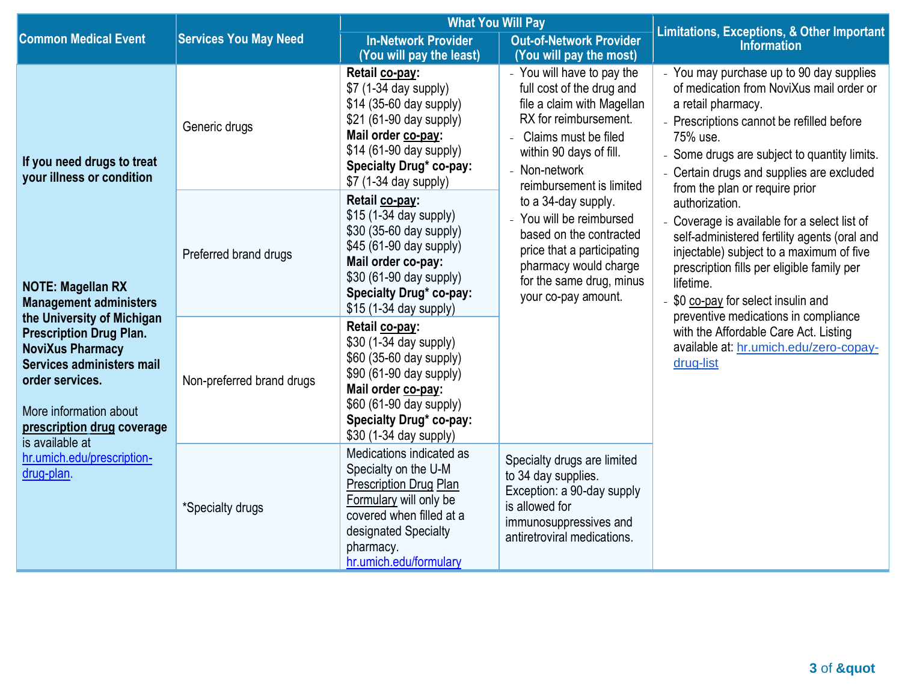| Common Medical Event | Services You May Need | What You Will Pay | | Limitations, Exceptions, & Other Important Information |
|---|---|---|---|---|
| | | **In-Network Provider (You will pay the least)** | **Out-of-Network Provider (You will pay the most)** | |
| **If you need drugs to treat your illness or condition**<br><br>**NOTE: Magellan RX Management administers the University of Michigan Prescription Drug Plan. NoviXus Pharmacy Services administers mail order services.**<br><br>More information about **prescription drug** coverage is available at hr.umich.edu/prescription-drug-plan. | Generic drugs | **Retail co-pay:**<br>$7 (1-34 day supply)<br>$14 (35-60 day supply)<br>$21 (61-90 day supply)<br>**Mail order co-pay:**<br>$14 (61-90 day supply)<br>**Specialty Drug* co-pay:**<br>$7 (1-34 day supply) | - You will have to pay the full cost of the drug and file a claim with Magellan RX for reimbursement.<br>- Claims must be filed within 90 days of fill.<br>- Non-network reimbursement is limited to a 34-day supply.<br>- You will be reimbursed based on the contracted price that a participating pharmacy would charge for the same drug, minus your co-pay amount. | - You may purchase up to 90 day supplies of medication from NoviXus mail order or a retail pharmacy.<br>- Prescriptions cannot be refilled before 75% use.<br>- Some drugs are subject to quantity limits.<br>- Certain drugs and supplies are excluded from the plan or require prior authorization.<br>- Coverage is available for a select list of self-administered fertility agents (oral and injectable) subject to a maximum of five prescription fills per eligible family per lifetime.<br>- $0 co-pay for select insulin and preventive medications in compliance with the Affordable Care Act. Listing available at: hr.umich.edu/zero-copay-drug-list |
| | Preferred brand drugs | **Retail co-pay:**<br>$15 (1-34 day supply)<br>$30 (35-60 day supply)<br>$45 (61-90 day supply)<br>**Mail order co-pay:**<br>$30 (61-90 day supply)<br>**Specialty Drug* co-pay:**<br>$15 (1-34 day supply) | | |
| | Non-preferred brand drugs | **Retail co-pay:**<br>$30 (1-34 day supply)<br>$60 (35-60 day supply)<br>$90 (61-90 day supply)<br>**Mail order co-pay:**<br>$60 (61-90 day supply)<br>**Specialty Drug* co-pay:**<br>$30 (1-34 day supply) | | |
| | *Specialty drugs | Medications indicated as Specialty on the U-M Prescription Drug Plan Formulary will only be covered when filled at a designated Specialty pharmacy. hr.umich.edu/formulary | Specialty drugs are limited to 34 day supplies. Exception: a 90-day supply is allowed for immunosuppressives and antiretroviral medications. | |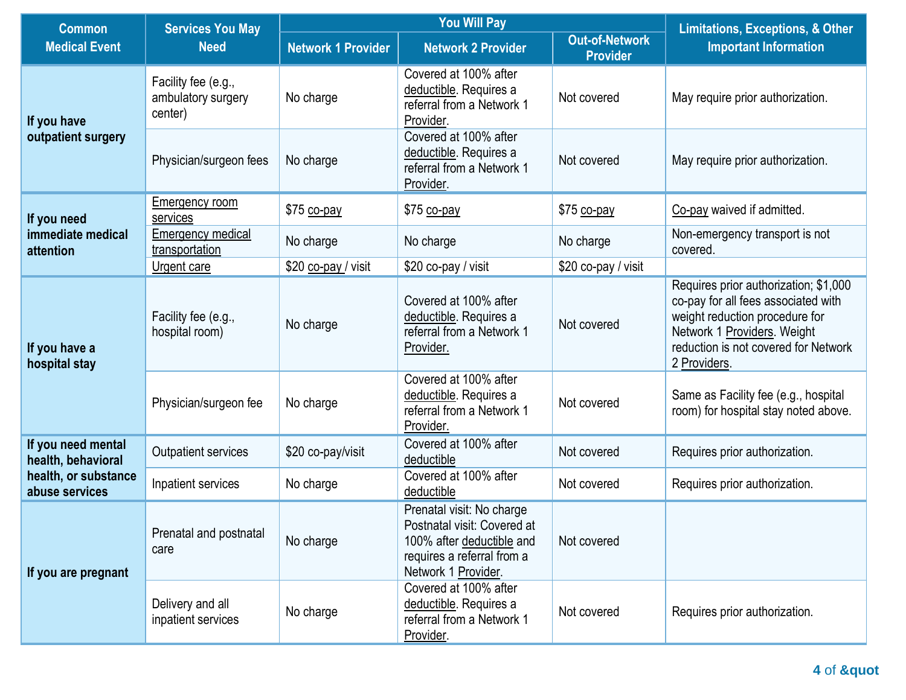| Common Medical Event | Services You May Need | You Will Pay | | | Limitations, Exceptions, & Other Important Information |
|---|---|---|---|---|---|
| | | Network 1 Provider | Network 2 Provider | Out-of-Network Provider | |
| If you have outpatient surgery | Facility fee (e.g., ambulatory surgery center) | No charge | Covered at 100% after deductible. Requires a referral from a Network 1 Provider. | Not covered | May require prior authorization. |
| | Physician/surgeon fees | No charge | Covered at 100% after deductible. Requires a referral from a Network 1 Provider. | Not covered | May require prior authorization. |
| If you need immediate medical attention | Emergency room services | $75 co-pay | $75 co-pay | $75 co-pay | Co-pay waived if admitted. |
| | Emergency medical transportation | No charge | No charge | No charge | Non-emergency transport is not covered. |
| | Urgent care | $20 co-pay / visit | $20 co-pay / visit | $20 co-pay / visit | |
| If you have a hospital stay | Facility fee (e.g., hospital room) | No charge | Covered at 100% after deductible. Requires a referral from a Network 1 Provider. | Not covered | Requires prior authorization; $1,000 co-pay for all fees associated with weight reduction procedure for Network 1 Providers. Weight reduction is not covered for Network 2 Providers. |
| | Physician/surgeon fee | No charge | Covered at 100% after deductible. Requires a referral from a Network 1 Provider. | Not covered | Same as Facility fee (e.g., hospital room) for hospital stay noted above. |
| If you need mental health, behavioral health, or substance abuse services | Outpatient services | $20 co-pay/visit | Covered at 100% after deductible | Not covered | Requires prior authorization. |
| | Inpatient services | No charge | Covered at 100% after deductible | Not covered | Requires prior authorization. |
| If you are pregnant | Prenatal and postnatal care | No charge | Prenatal visit: No charge<br>Postnatal visit: Covered at 100% after deductible and requires a referral from a Network 1 Provider. | Not covered | |
| | Delivery and all inpatient services | No charge | Covered at 100% after deductible. Requires a referral from a Network 1 Provider. | Not covered | Requires prior authorization. |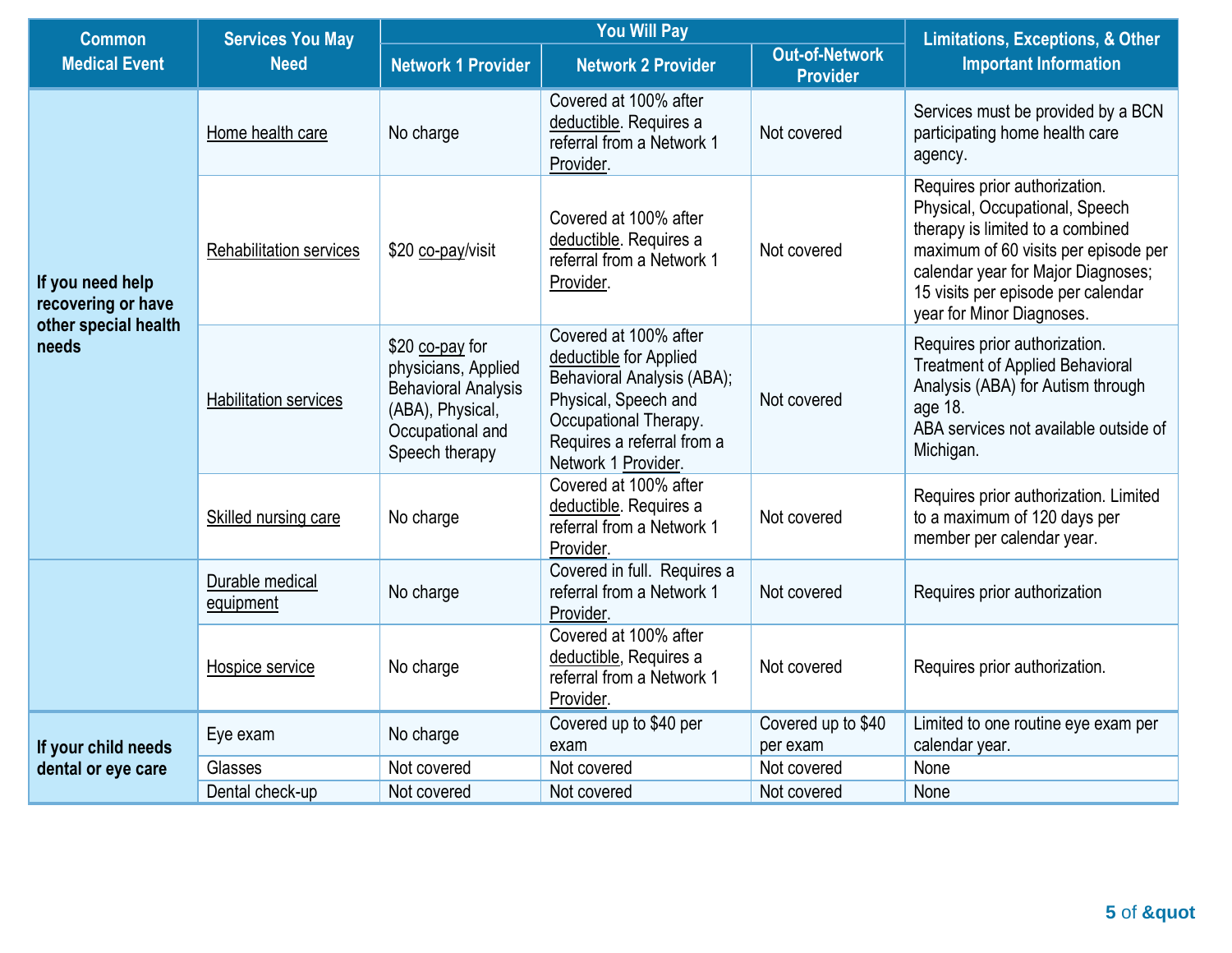| Common Medical Event | Services You May Need | You Will Pay | | | Limitations, Exceptions, & Other Important Information |
|---|---|---|---|---|---|
| | | Network 1 Provider | Network 2 Provider | Out-of-Network Provider | |
| If you need help recovering or have other special health needs | Home health care | No charge | Covered at 100% after deductible. Requires a referral from a Network 1 Provider. | Not covered | Services must be provided by a BCN participating home health care agency. |
| | Rehabilitation services | $20 co-pay/visit | Covered at 100% after deductible. Requires a referral from a Network 1 Provider. | Not covered | Requires prior authorization. Physical, Occupational, Speech therapy is limited to a combined maximum of 60 visits per episode per calendar year for Major Diagnoses; 15 visits per episode per calendar year for Minor Diagnoses. |
| | Habilitation services | $20 co-pay for physicians, Applied Behavioral Analysis (ABA), Physical, Occupational and Speech therapy | Covered at 100% after deductible for Applied Behavioral Analysis (ABA); Physical, Speech and Occupational Therapy. Requires a referral from a Network 1 Provider. | Not covered | Requires prior authorization. Treatment of Applied Behavioral Analysis (ABA) for Autism through age 18. ABA services not available outside of Michigan. |
| | Skilled nursing care | No charge | Covered at 100% after deductible. Requires a referral from a Network 1 Provider. | Not covered | Requires prior authorization. Limited to a maximum of 120 days per member per calendar year. |
| | Durable medical equipment | No charge | Covered in full. Requires a referral from a Network 1 Provider. | Not covered | Requires prior authorization |
| | Hospice service | No charge | Covered at 100% after deductible, Requires a referral from a Network 1 Provider. | Not covered | Requires prior authorization. |
| If your child needs dental or eye care | Eye exam | No charge | Covered up to $40 per exam | Covered up to $40 per exam | Limited to one routine eye exam per calendar year. |
| | Glasses | Not covered | Not covered | Not covered | None |
| | Dental check-up | Not covered | Not covered | Not covered | None |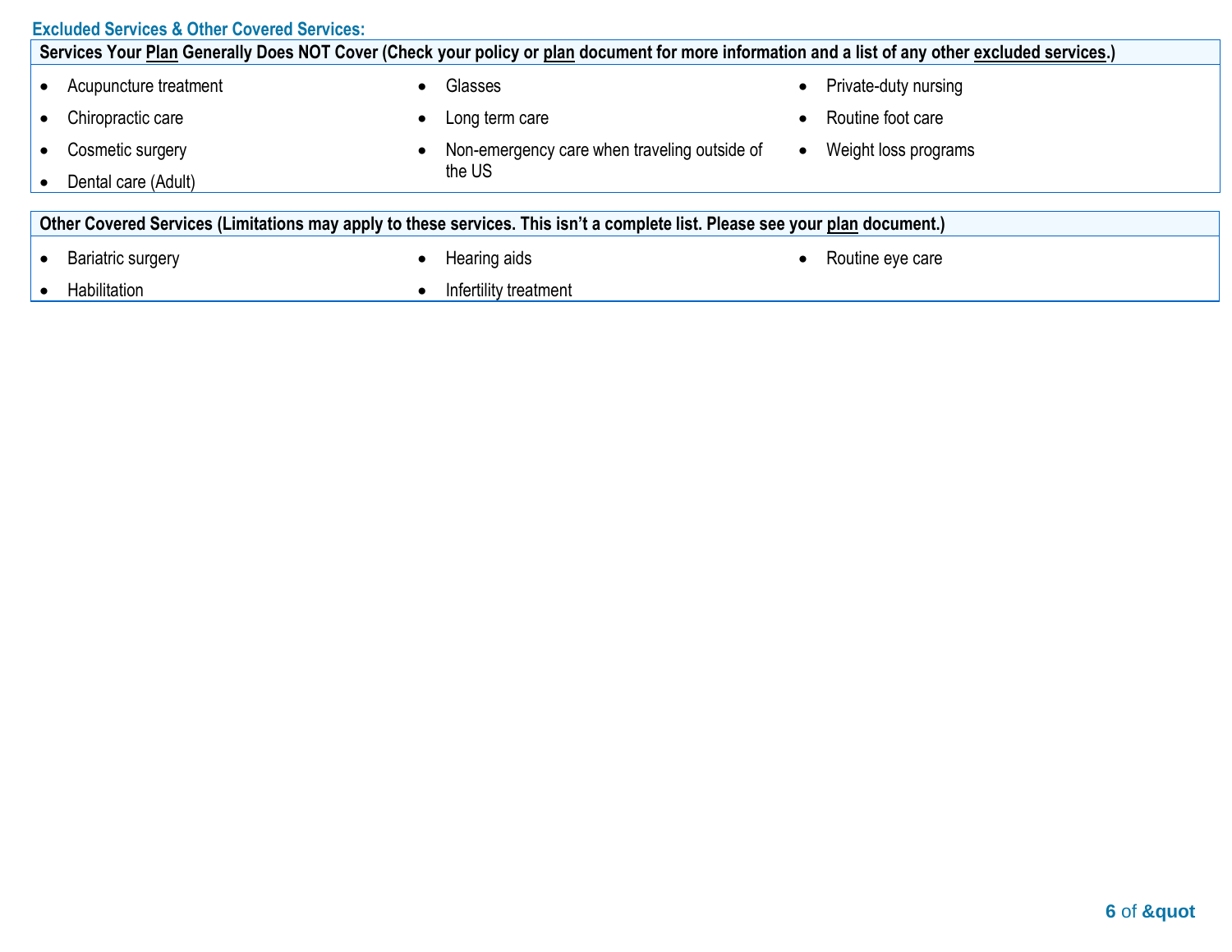## Excluded Services & Other Covered Services:

**Services Your Plan Generally Does NOT Cover (Check your policy or plan document for more information and a list of any other excluded services.)**

- Acupuncture treatment
- Chiropractic care
- Cosmetic surgery
- Dental care (Adult)
- Glasses
- Long term care
- Non-emergency care when traveling outside of the US
- Private-duty nursing
- Routine foot care
- Weight loss programs

**Other Covered Services (Limitations may apply to these services. This isn't a complete list. Please see your plan document.)**

- Bariatric surgery
- Habilitation
- Hearing aids
- Infertility treatment
- Routine eye care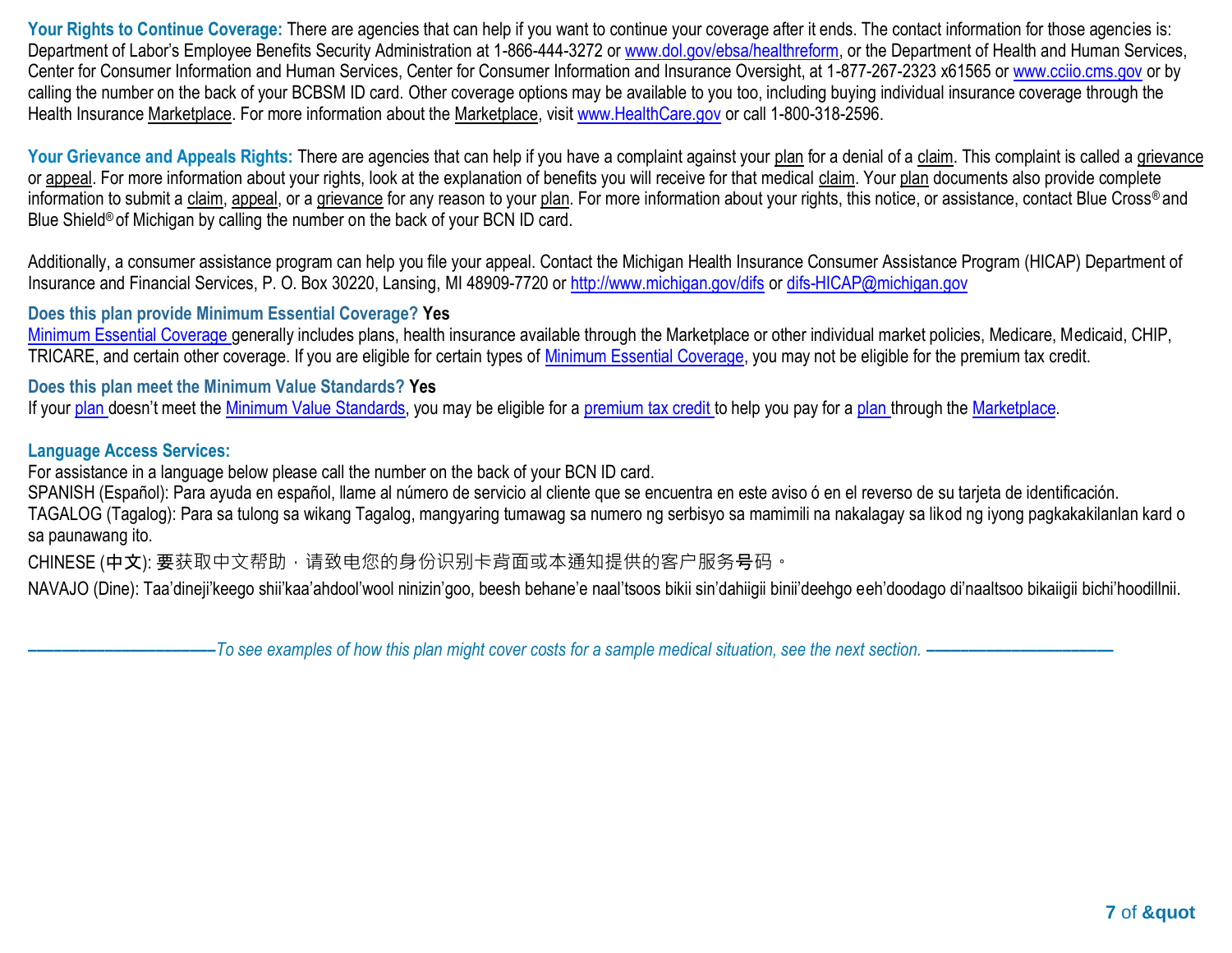**Your Rights to Continue Coverage:** There are agencies that can help if you want to continue your coverage after it ends. The contact information for those agencies is: Department of Labor's Employee Benefits Security Administration at 1-866-444-3272 or www.dol.gov/ebsa/healthreform, or the Department of Health and Human Services, Center for Consumer Information and Human Services, Center for Consumer Information and Insurance Oversight, at 1-877-267-2323 x61565 or www.cciio.cms.gov or by calling the number on the back of your BCBSM ID card. Other coverage options may be available to you too, including buying individual insurance coverage through the Health Insurance Marketplace. For more information about the Marketplace, visit www.HealthCare.gov or call 1-800-318-2596.

**Your Grievance and Appeals Rights:** There are agencies that can help if you have a complaint against your plan for a denial of a claim. This complaint is called a grievance or appeal. For more information about your rights, look at the explanation of benefits you will receive for that medical claim. Your plan documents also provide complete information to submit a claim, appeal, or a grievance for any reason to your plan. For more information about your rights, this notice, or assistance, contact Blue Cross® and Blue Shield® of Michigan by calling the number on the back of your BCN ID card.

Additionally, a consumer assistance program can help you file your appeal. Contact the Michigan Health Insurance Consumer Assistance Program (HICAP) Department of Insurance and Financial Services, P. O. Box 30220, Lansing, MI 48909-7720 or http://www.michigan.gov/difs or difs-HICAP@michigan.gov

**Does this plan provide Minimum Essential Coverage? Yes**
Minimum Essential Coverage generally includes plans, health insurance available through the Marketplace or other individual market policies, Medicare, Medicaid, CHIP, TRICARE, and certain other coverage. If you are eligible for certain types of Minimum Essential Coverage, you may not be eligible for the premium tax credit.

**Does this plan meet the Minimum Value Standards? Yes**
If your plan doesn't meet the Minimum Value Standards, you may be eligible for a premium tax credit to help you pay for a plan through the Marketplace.

**Language Access Services:**
For assistance in a language below please call the number on the back of your BCN ID card.
SPANISH (Español): Para ayuda en español, llame al número de servicio al cliente que se encuentra en este aviso ó en el reverso de su tarjeta de identificación.
TAGALOG (Tagalog): Para sa tulong sa wikang Tagalog, mangyaring tumawag sa numero ng serbisyo sa mamimili na nakalagay sa likod ng iyong pagkakakilanlan kard o sa paunawang ito.
CHINESE (中文): 要获取中文帮助，请致电您的身份识别卡背面或本通知提供的客户服务号码。
NAVAJO (Dine): Taa'dineji'keego shii'kaa'ahdool'wool ninizin'goo, beesh behane'e naal'tsoos bikii sin'dahiigii binii'deehgo eeh'doodago di'naaltsoo bikaiigii bichi'hoodillnii.

*To see examples of how this plan might cover costs for a sample medical situation, see the next section.*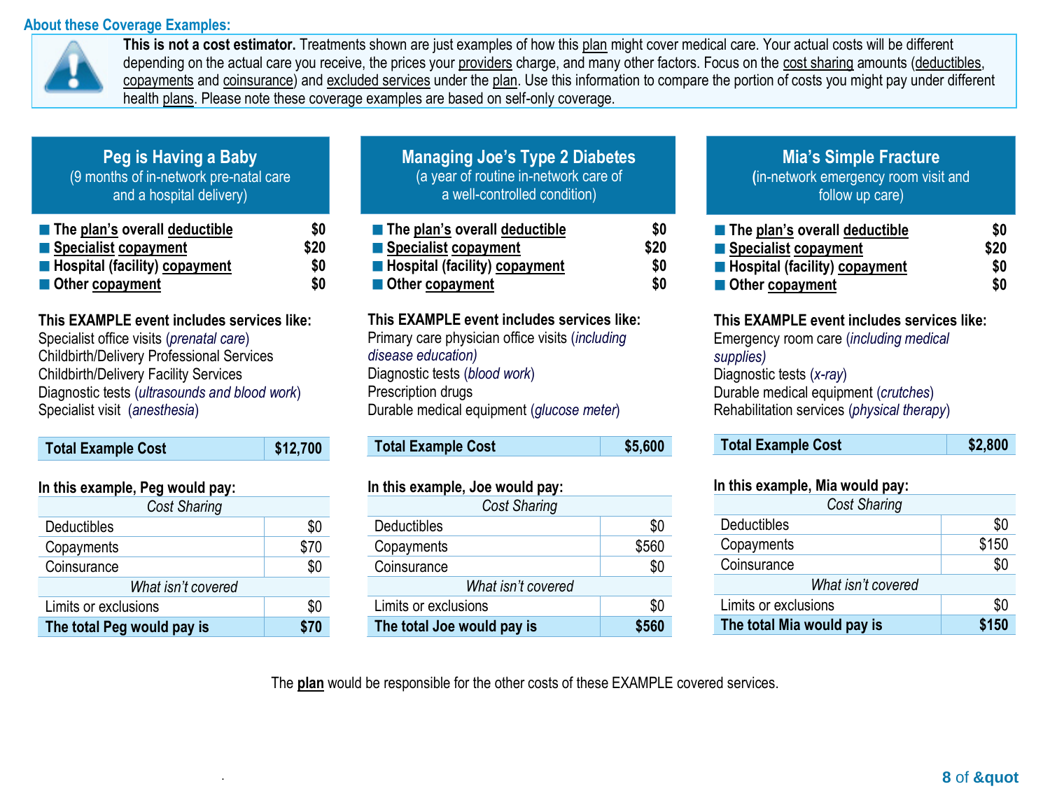## About these Coverage Examples:

**This is not a cost estimator.** Treatments shown are just examples of how this plan might cover medical care. Your actual costs will be different depending on the actual care you receive, the prices your providers charge, and many other factors. Focus on the cost sharing amounts (deductibles, copayments and coinsurance) and excluded services under the plan. Use this information to compare the portion of costs you might pay under different health plans. Please note these coverage examples are based on self-only coverage.

### Peg is Having a Baby
(9 months of in-network pre-natal care and a hospital delivery)

| | |
|---|---|
| **The plan's overall deductible** | **$0** |
| **Specialist copayment** | **$20** |
| **Hospital (facility) copayment** | **$0** |
| **Other copayment** | **$0** |

**This EXAMPLE event includes services like:**
Specialist office visits (*prenatal care*)
Childbirth/Delivery Professional Services
Childbirth/Delivery Facility Services
Diagnostic tests (*ultrasounds and blood work*)
Specialist visit (*anesthesia*)

| **Total Example Cost** | **$12,700** |
|---|---|

**In this example, Peg would pay:**

| *Cost Sharing* | |
|---|---|
| Deductibles | $0 |
| Copayments | $70 |
| Coinsurance | $0 |
| *What isn't covered* | |
| Limits or exclusions | $0 |
| **The total Peg would pay is** | **$70** |

### Managing Joe's Type 2 Diabetes
(a year of routine in-network care of a well-controlled condition)

| | |
|---|---|
| **The plan's overall deductible** | **$0** |
| **Specialist copayment** | **$20** |
| **Hospital (facility) copayment** | **$0** |
| **Other copayment** | **$0** |

**This EXAMPLE event includes services like:**
Primary care physician office visits (*including disease education)*
Diagnostic tests (*blood work*)
Prescription drugs
Durable medical equipment (*glucose meter*)

| **Total Example Cost** | **$5,600** |
|---|---|

**In this example, Joe would pay:**

| *Cost Sharing* | |
|---|---|
| Deductibles | $0 |
| Copayments | $560 |
| Coinsurance | $0 |
| *What isn't covered* | |
| Limits or exclusions | $0 |
| **The total Joe would pay is** | **$560** |

### Mia's Simple Fracture
(in-network emergency room visit and follow up care)

| | |
|---|---|
| **The plan's overall deductible** | **$0** |
| **Specialist copayment** | **$20** |
| **Hospital (facility) copayment** | **$0** |
| **Other copayment** | **$0** |

**This EXAMPLE event includes services like:**
Emergency room care (*including medical supplies)*
Diagnostic tests (*x-ray*)
Durable medical equipment (*crutches*)
Rehabilitation services (*physical therapy*)

| **Total Example Cost** | **$2,800** |
|---|---|

**In this example, Mia would pay:**

| *Cost Sharing* | |
|---|---|
| Deductibles | $0 |
| Copayments | $150 |
| Coinsurance | $0 |
| *What isn't covered* | |
| Limits or exclusions | $0 |
| **The total Mia would pay is** | **$150** |

The **plan** would be responsible for the other costs of these EXAMPLE covered services.